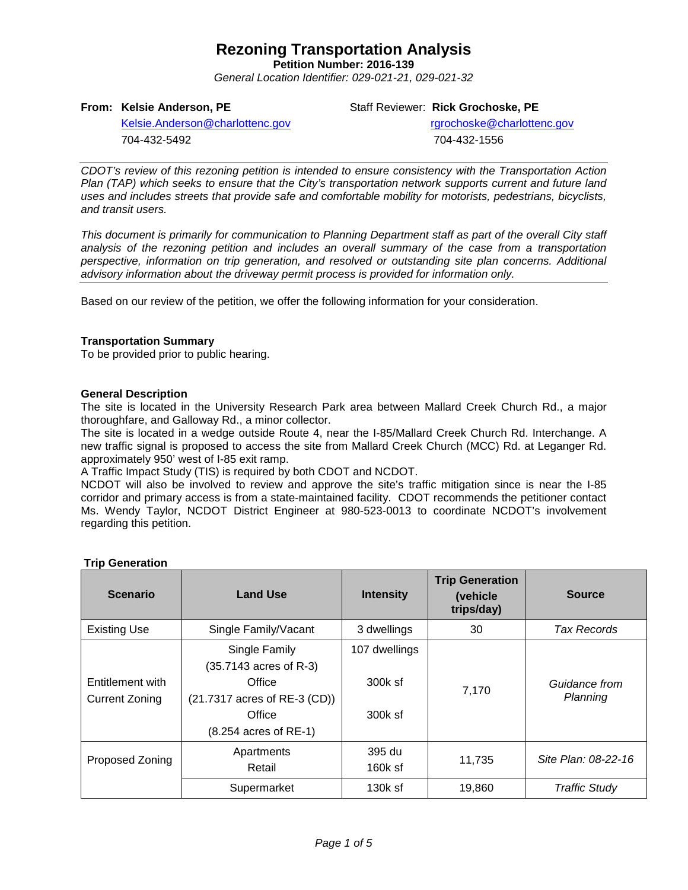# Rezoning Transportation Analysis

**Petition Number: 2016-139**

*General Location Identifier: 029-021-21, 029-021-32*

**From: Kelsie Anderson, PE**
Kelsie.Anderson@charlottenc.gov
704-432-5492

Staff Reviewer: **Rick Grochoske, PE**
rgrochoske@charlottenc.gov
704-432-1556

---

*CDOT's review of this rezoning petition is intended to ensure consistency with the Transportation Action Plan (TAP) which seeks to ensure that the City's transportation network supports current and future land uses and includes streets that provide safe and comfortable mobility for motorists, pedestrians, bicyclists, and transit users.*

*This document is primarily for communication to Planning Department staff as part of the overall City staff analysis of the rezoning petition and includes an overall summary of the case from a transportation perspective, information on trip generation, and resolved or outstanding site plan concerns. Additional advisory information about the driveway permit process is provided for information only.*

---

Based on our review of the petition, we offer the following information for your consideration.

**Transportation Summary**
To be provided prior to public hearing.

**General Description**
The site is located in the University Research Park area between Mallard Creek Church Rd., a major thoroughfare, and Galloway Rd., a minor collector.
The site is located in a wedge outside Route 4, near the I-85/Mallard Creek Church Rd. Interchange. A new traffic signal is proposed to access the site from Mallard Creek Church (MCC) Rd. at Leganger Rd. approximately 950' west of I-85 exit ramp.
A Traffic Impact Study (TIS) is required by both CDOT and NCDOT.
NCDOT will also be involved to review and approve the site's traffic mitigation since is near the I-85 corridor and primary access is from a state-maintained facility. CDOT recommends the petitioner contact Ms. Wendy Taylor, NCDOT District Engineer at 980-523-0013 to coordinate NCDOT's involvement regarding this petition.

**Trip Generation**

| Scenario | Land Use | Intensity | Trip Generation (vehicle trips/day) | Source |
|---|---|---|---|---|
| Existing Use | Single Family/Vacant | 3 dwellings | 30 | *Tax Records* |
| Entitlement with Current Zoning | Single Family (35.7143 acres of R-3)<br>Office (21.7317 acres of RE-3 (CD))<br>Office (8.254 acres of RE-1) | 107 dwellings<br>300k sf<br>300k sf | 7,170 | *Guidance from Planning* |
| Proposed Zoning | Apartments<br>Retail | 395 du<br>160k sf | 11,735 | *Site Plan: 08-22-16* |
| | Supermarket | 130k sf | 19,860 | *Traffic Study* |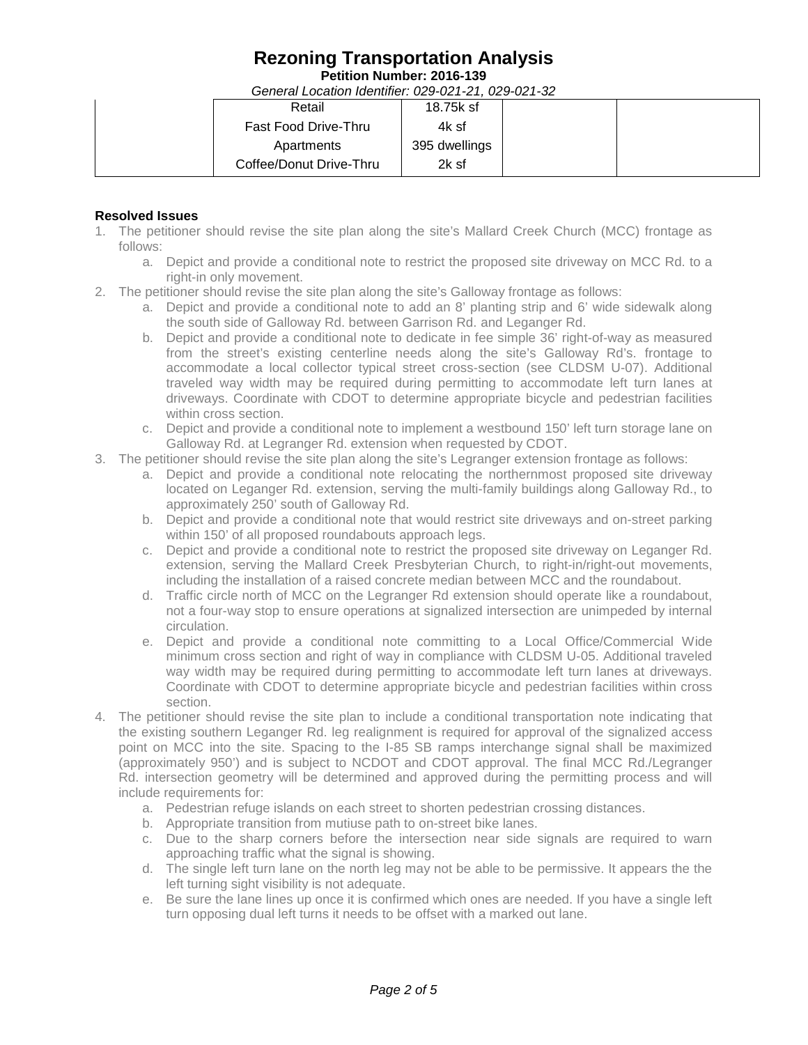| | Retail | 18.75k sf | | |
|---|---|---|---|---|
| | Fast Food Drive-Thru | 4k sf | | |
| | Apartments | 395 dwellings | | |
| | Coffee/Donut Drive-Thru | 2k sf | | |

**Resolved Issues**

1. The petitioner should revise the site plan along the site's Mallard Creek Church (MCC) frontage as follows:
   a. Depict and provide a conditional note to restrict the proposed site driveway on MCC Rd. to a right-in only movement.
2. The petitioner should revise the site plan along the site's Galloway frontage as follows:
   a. Depict and provide a conditional note to add an 8' planting strip and 6' wide sidewalk along the south side of Galloway Rd. between Garrison Rd. and Leganger Rd.
   b. Depict and provide a conditional note to dedicate in fee simple 36' right-of-way as measured from the street's existing centerline needs along the site's Galloway Rd's. frontage to accommodate a local collector typical street cross-section (see CLDSM U-07). Additional traveled way width may be required during permitting to accommodate left turn lanes at driveways. Coordinate with CDOT to determine appropriate bicycle and pedestrian facilities within cross section.
   c. Depict and provide a conditional note to implement a westbound 150' left turn storage lane on Galloway Rd. at Legranger Rd. extension when requested by CDOT.
3. The petitioner should revise the site plan along the site's Legranger extension frontage as follows:
   a. Depict and provide a conditional note relocating the northernmost proposed site driveway located on Leganger Rd. extension, serving the multi-family buildings along Galloway Rd., to approximately 250' south of Galloway Rd.
   b. Depict and provide a conditional note that would restrict site driveways and on-street parking within 150' of all proposed roundabouts approach legs.
   c. Depict and provide a conditional note to restrict the proposed site driveway on Leganger Rd. extension, serving the Mallard Creek Presbyterian Church, to right-in/right-out movements, including the installation of a raised concrete median between MCC and the roundabout.
   d. Traffic circle north of MCC on the Legranger Rd extension should operate like a roundabout, not a four-way stop to ensure operations at signalized intersection are unimpeded by internal circulation.
   e. Depict and provide a conditional note committing to a Local Office/Commercial Wide minimum cross section and right of way in compliance with CLDSM U-05. Additional traveled way width may be required during permitting to accommodate left turn lanes at driveways. Coordinate with CDOT to determine appropriate bicycle and pedestrian facilities within cross section.
4. The petitioner should revise the site plan to include a conditional transportation note indicating that the existing southern Leganger Rd. leg realignment is required for approval of the signalized access point on MCC into the site. Spacing to the I-85 SB ramps interchange signal shall be maximized (approximately 950') and is subject to NCDOT and CDOT approval. The final MCC Rd./Legranger Rd. intersection geometry will be determined and approved during the permitting process and will include requirements for:
   a. Pedestrian refuge islands on each street to shorten pedestrian crossing distances.
   b. Appropriate transition from mutiuse path to on-street bike lanes.
   c. Due to the sharp corners before the intersection near side signals are required to warn approaching traffic what the signal is showing.
   d. The single left turn lane on the north leg may not be able to be permissive. It appears the the left turning sight visibility is not adequate.
   e. Be sure the lane lines up once it is confirmed which ones are needed. If you have a single left turn opposing dual left turns it needs to be offset with a marked out lane.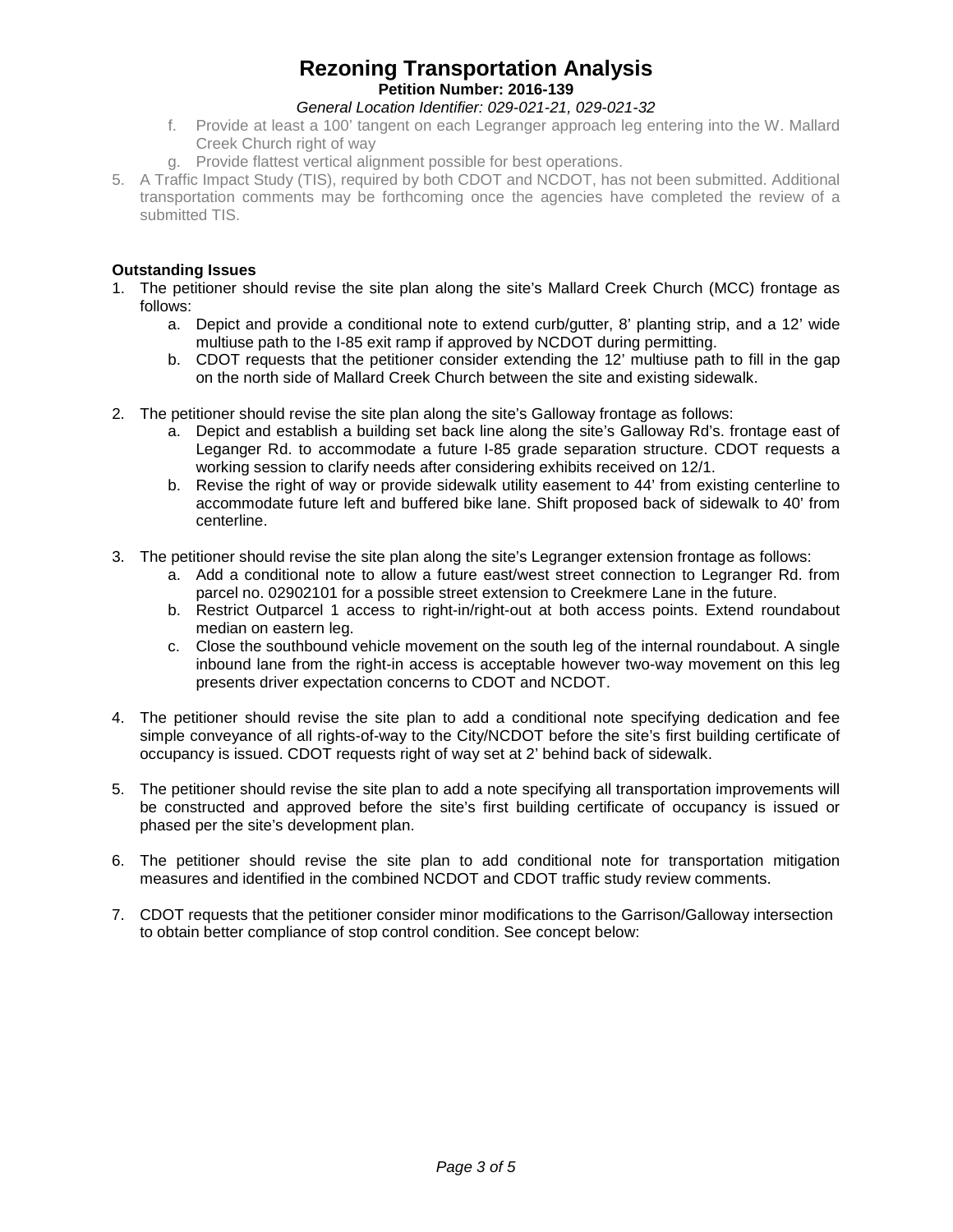f. Provide at least a 100' tangent on each Legranger approach leg entering into the W. Mallard Creek Church right of way
g. Provide flattest vertical alignment possible for best operations.

5. A Traffic Impact Study (TIS), required by both CDOT and NCDOT, has not been submitted. Additional transportation comments may be forthcoming once the agencies have completed the review of a submitted TIS.

**Outstanding Issues**

1. The petitioner should revise the site plan along the site's Mallard Creek Church (MCC) frontage as follows:
   a. Depict and provide a conditional note to extend curb/gutter, 8' planting strip, and a 12' wide multiuse path to the I-85 exit ramp if approved by NCDOT during permitting.
   b. CDOT requests that the petitioner consider extending the 12' multiuse path to fill in the gap on the north side of Mallard Creek Church between the site and existing sidewalk.

2. The petitioner should revise the site plan along the site's Galloway frontage as follows:
   a. Depict and establish a building set back line along the site's Galloway Rd's. frontage east of Leganger Rd. to accommodate a future I-85 grade separation structure. CDOT requests a working session to clarify needs after considering exhibits received on 12/1.
   b. Revise the right of way or provide sidewalk utility easement to 44' from existing centerline to accommodate future left and buffered bike lane. Shift proposed back of sidewalk to 40' from centerline.

3. The petitioner should revise the site plan along the site's Legranger extension frontage as follows:
   a. Add a conditional note to allow a future east/west street connection to Legranger Rd. from parcel no. 02902101 for a possible street extension to Creekmere Lane in the future.
   b. Restrict Outparcel 1 access to right-in/right-out at both access points. Extend roundabout median on eastern leg.
   c. Close the southbound vehicle movement on the south leg of the internal roundabout. A single inbound lane from the right-in access is acceptable however two-way movement on this leg presents driver expectation concerns to CDOT and NCDOT.

4. The petitioner should revise the site plan to add a conditional note specifying dedication and fee simple conveyance of all rights-of-way to the City/NCDOT before the site's first building certificate of occupancy is issued. CDOT requests right of way set at 2' behind back of sidewalk.

5. The petitioner should revise the site plan to add a note specifying all transportation improvements will be constructed and approved before the site's first building certificate of occupancy is issued or phased per the site's development plan.

6. The petitioner should revise the site plan to add conditional note for transportation mitigation measures and identified in the combined NCDOT and CDOT traffic study review comments.

7. CDOT requests that the petitioner consider minor modifications to the Garrison/Galloway intersection to obtain better compliance of stop control condition. See concept below: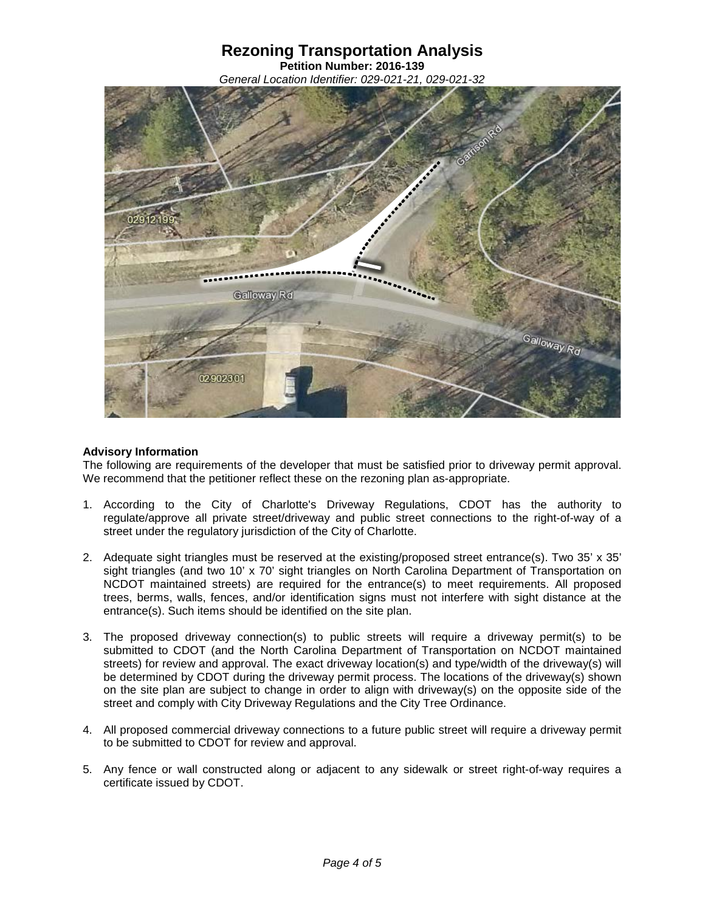# Rezoning Transportation Analysis

**Petition Number: 2016-139**

*General Location Identifier: 029-021-21, 029-021-32*

**Advisory Information**

The following are requirements of the developer that must be satisfied prior to driveway permit approval. We recommend that the petitioner reflect these on the rezoning plan as-appropriate.

1. According to the City of Charlotte's Driveway Regulations, CDOT has the authority to regulate/approve all private street/driveway and public street connections to the right-of-way of a street under the regulatory jurisdiction of the City of Charlotte.

2. Adequate sight triangles must be reserved at the existing/proposed street entrance(s). Two 35' x 35' sight triangles (and two 10' x 70' sight triangles on North Carolina Department of Transportation on NCDOT maintained streets) are required for the entrance(s) to meet requirements. All proposed trees, berms, walls, fences, and/or identification signs must not interfere with sight distance at the entrance(s). Such items should be identified on the site plan.

3. The proposed driveway connection(s) to public streets will require a driveway permit(s) to be submitted to CDOT (and the North Carolina Department of Transportation on NCDOT maintained streets) for review and approval. The exact driveway location(s) and type/width of the driveway(s) will be determined by CDOT during the driveway permit process. The locations of the driveway(s) shown on the site plan are subject to change in order to align with driveway(s) on the opposite side of the street and comply with City Driveway Regulations and the City Tree Ordinance.

4. All proposed commercial driveway connections to a future public street will require a driveway permit to be submitted to CDOT for review and approval.

5. Any fence or wall constructed along or adjacent to any sidewalk or street right-of-way requires a certificate issued by CDOT.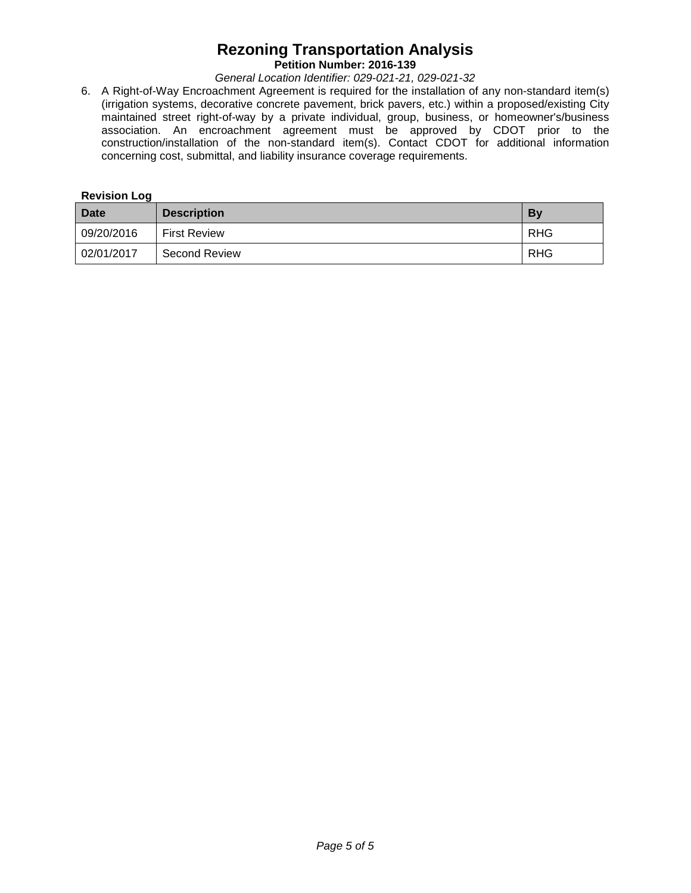6. A Right-of-Way Encroachment Agreement is required for the installation of any non-standard item(s) (irrigation systems, decorative concrete pavement, brick pavers, etc.) within a proposed/existing City maintained street right-of-way by a private individual, group, business, or homeowner's/business association. An encroachment agreement must be approved by CDOT prior to the construction/installation of the non-standard item(s). Contact CDOT for additional information concerning cost, submittal, and liability insurance coverage requirements.

**Revision Log**

| Date | Description | By |
|---|---|---|
| 09/20/2016 | First Review | RHG |
| 02/01/2017 | Second Review | RHG |